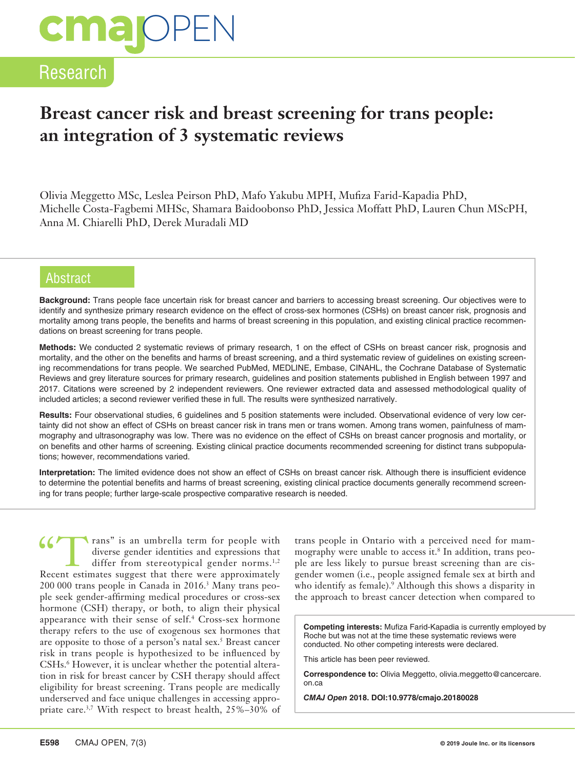Research

# Breast cancer risk and breast screening for trans people: an integration of 3 systematic reviews

Olivia Meggetto MSc, Leslea Peirson PhD, Mafo Yakubu MPH, Mufiza Farid-Kapadia PhD, Michelle Costa-Fagbemi MHSc, Shamara Baidoobonso PhD, Jessica Moffatt PhD, Lauren Chun MScPH, Anna M. Chiarelli PhD, Derek Muradali MD

## Abstract

**Background:** Trans people face uncertain risk for breast cancer and barriers to accessing breast screening. Our objectives were to identify and synthesize primary research evidence on the effect of cross-sex hormones (CSHs) on breast cancer risk, prognosis and mortality among trans people, the benefits and harms of breast screening in this population, and existing clinical practice recommendations on breast screening for trans people.

**Methods:** We conducted 2 systematic reviews of primary research, 1 on the effect of CSHs on breast cancer risk, prognosis and mortality, and the other on the benefits and harms of breast screening, and a third systematic review of guidelines on existing screening recommendations for trans people. We searched PubMed, MEDLINE, Embase, CINAHL, the Cochrane Database of Systematic Reviews and grey literature sources for primary research, guidelines and position statements published in English between 1997 and 2017. Citations were screened by 2 independent reviewers. One reviewer extracted data and assessed methodological quality of included articles; a second reviewer verified these in full. The results were synthesized narratively.

**Results:** Four observational studies, 6 guidelines and 5 position statements were included. Observational evidence of very low certainty did not show an effect of CSHs on breast cancer risk in trans men or trans women. Among trans women, painfulness of mammography and ultrasonography was low. There was no evidence on the effect of CSHs on breast cancer prognosis and mortality, or on benefits and other harms of screening. Existing clinical practice documents recommended screening for distinct trans subpopulations; however, recommendations varied.

**Interpretation:** The limited evidence does not show an effect of CSHs on breast cancer risk. Although there is insufficient evidence to determine the potential benefits and harms of breast screening, existing clinical practice documents generally recommend screening for trans people; further large-scale prospective comparative research is needed.

"Trans" is an umbrella term for people with diverse gender identities and expressions that differ from stereotypical gender norms.[1,2] Recent estimates suggest that there were approximately 200 000 trans people in Canada in 2016.[3] Many trans people seek gender-affirming medical procedures or cross-sex hormone (CSH) therapy, or both, to align their physical appearance with their sense of self.[4] Cross-sex hormone therapy refers to the use of exogenous sex hormones that are opposite to those of a person's natal sex.[5] Breast cancer risk in trans people is hypothesized to be influenced by CSHs.[6] However, it is unclear whether the potential alteration in risk for breast cancer by CSH therapy should affect eligibility for breast screening. Trans people are medically underserved and face unique challenges in accessing appropriate care.[3,7] With respect to breast health, 25%–30% of trans people in Ontario with a perceived need for mammography were unable to access it.[8] In addition, trans people are less likely to pursue breast screening than are cisgender women (i.e., people assigned female sex at birth and who identify as female).[9] Although this shows a disparity in the approach to breast cancer detection when compared to

**Competing interests:** Mufiza Farid-Kapadia is currently employed by Roche but was not at the time these systematic reviews were conducted. No other competing interests were declared.

This article has been peer reviewed.

**Correspondence to:** Olivia Meggetto, olivia.meggetto@cancercare.on.ca

*CMAJ Open* 2018. DOI:10.9778/cmajo.20180028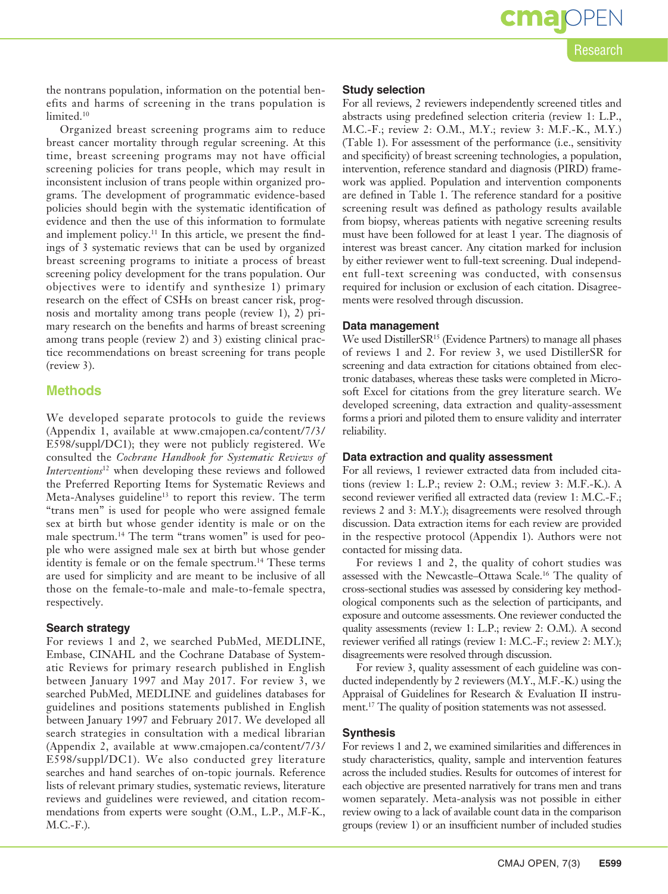the nontrans population, information on the potential benefits and harms of screening in the trans population is limited.[10]

Organized breast screening programs aim to reduce breast cancer mortality through regular screening. At this time, breast screening programs may not have official screening policies for trans people, which may result in inconsistent inclusion of trans people within organized programs. The development of programmatic evidence-based policies should begin with the systematic identification of evidence and then the use of this information to formulate and implement policy.[11] In this article, we present the findings of 3 systematic reviews that can be used by organized breast screening programs to initiate a process of breast screening policy development for the trans population. Our objectives were to identify and synthesize 1) primary research on the effect of CSHs on breast cancer risk, prognosis and mortality among trans people (review 1), 2) primary research on the benefits and harms of breast screening among trans people (review 2) and 3) existing clinical practice recommendations on breast screening for trans people (review 3).

## Methods

We developed separate protocols to guide the reviews (Appendix 1, available at www.cmajopen.ca/content/7/3/E598/suppl/DC1); they were not publicly registered. We consulted the *Cochrane Handbook for Systematic Reviews of Interventions*[12] when developing these reviews and followed the Preferred Reporting Items for Systematic Reviews and Meta-Analyses guideline[13] to report this review. The term "trans men" is used for people who were assigned female sex at birth but whose gender identity is male or on the male spectrum.[14] The term "trans women" is used for people who were assigned male sex at birth but whose gender identity is female or on the female spectrum.[14] These terms are used for simplicity and are meant to be inclusive of all those on the female-to-male and male-to-female spectra, respectively.

### Search strategy

For reviews 1 and 2, we searched PubMed, MEDLINE, Embase, CINAHL and the Cochrane Database of Systematic Reviews for primary research published in English between January 1997 and May 2017. For review 3, we searched PubMed, MEDLINE and guidelines databases for guidelines and positions statements published in English between January 1997 and February 2017. We developed all search strategies in consultation with a medical librarian (Appendix 2, available at www.cmajopen.ca/content/7/3/E598/suppl/DC1). We also conducted grey literature searches and hand searches of on-topic journals. Reference lists of relevant primary studies, systematic reviews, literature reviews and guidelines were reviewed, and citation recommendations from experts were sought (O.M., L.P., M.F-K., M.C.-F.).

### Study selection

For all reviews, 2 reviewers independently screened titles and abstracts using predefined selection criteria (review 1: L.P., M.C.-F.; review 2: O.M., M.Y.; review 3: M.F.-K., M.Y.) (Table 1). For assessment of the performance (i.e., sensitivity and specificity) of breast screening technologies, a population, intervention, reference standard and diagnosis (PIRD) framework was applied. Population and intervention components are defined in Table 1. The reference standard for a positive screening result was defined as pathology results available from biopsy, whereas patients with negative screening results must have been followed for at least 1 year. The diagnosis of interest was breast cancer. Any citation marked for inclusion by either reviewer went to full-text screening. Dual independent full-text screening was conducted, with consensus required for inclusion or exclusion of each citation. Disagreements were resolved through discussion.

### Data management

We used DistillerSR[15] (Evidence Partners) to manage all phases of reviews 1 and 2. For review 3, we used DistillerSR for screening and data extraction for citations obtained from electronic databases, whereas these tasks were completed in Microsoft Excel for citations from the grey literature search. We developed screening, data extraction and quality-assessment forms a priori and piloted them to ensure validity and interrater reliability.

### Data extraction and quality assessment

For all reviews, 1 reviewer extracted data from included citations (review 1: L.P.; review 2: O.M.; review 3: M.F.-K.). A second reviewer verified all extracted data (review 1: M.C.-F.; reviews 2 and 3: M.Y.); disagreements were resolved through discussion. Data extraction items for each review are provided in the respective protocol (Appendix 1). Authors were not contacted for missing data.

For reviews 1 and 2, the quality of cohort studies was assessed with the Newcastle–Ottawa Scale.[16] The quality of cross-sectional studies was assessed by considering key methodological components such as the selection of participants, and exposure and outcome assessments. One reviewer conducted the quality assessments (review 1: L.P.; review 2: O.M.). A second reviewer verified all ratings (review 1: M.C.-F.; review 2: M.Y.); disagreements were resolved through discussion.

For review 3, quality assessment of each guideline was conducted independently by 2 reviewers (M.Y., M.F.-K.) using the Appraisal of Guidelines for Research & Evaluation II instrument.[17] The quality of position statements was not assessed.

### Synthesis

For reviews 1 and 2, we examined similarities and differences in study characteristics, quality, sample and intervention features across the included studies. Results for outcomes of interest for each objective are presented narratively for trans men and trans women separately. Meta-analysis was not possible in either review owing to a lack of available count data in the comparison groups (review 1) or an insufficient number of included studies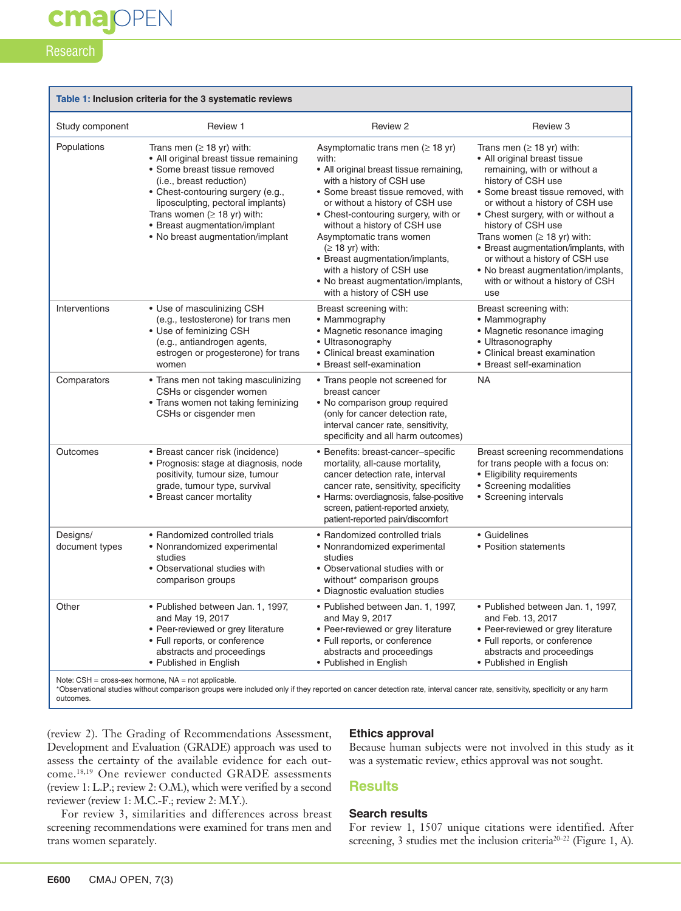**Table 1: Inclusion criteria for the 3 systematic reviews**

| Study component | Review 1 | Review 2 | Review 3 |
|---|---|---|---|
| Populations | Trans men (≥ 18 yr) with:<br>• All original breast tissue remaining<br>• Some breast tissue removed (i.e., breast reduction)<br>• Chest-contouring surgery (e.g., liposculpting, pectoral implants)<br>Trans women (≥ 18 yr) with:<br>• Breast augmentation/implant<br>• No breast augmentation/implant | Asymptomatic trans men (≥ 18 yr) with:<br>• All original breast tissue remaining, with a history of CSH use<br>• Some breast tissue removed, with or without a history of CSH use<br>• Chest-contouring surgery, with or without a history of CSH use<br>Asymptomatic trans women (≥ 18 yr) with:<br>• Breast augmentation/implants, with a history of CSH use<br>• No breast augmentation/implants, with a history of CSH use | Trans men (≥ 18 yr) with:<br>• All original breast tissue remaining, with or without a history of CSH use<br>• Some breast tissue removed, with or without a history of CSH use<br>• Chest surgery, with or without a history of CSH use<br>Trans women (≥ 18 yr) with:<br>• Breast augmentation/implants, with or without a history of CSH use<br>• No breast augmentation/implants, with or without a history of CSH use |
| Interventions | • Use of masculinizing CSH (e.g., testosterone) for trans men<br>• Use of feminizing CSH (e.g., antiandrogen agents, estrogen or progesterone) for trans women | Breast screening with:<br>• Mammography<br>• Magnetic resonance imaging<br>• Ultrasonography<br>• Clinical breast examination<br>• Breast self-examination | Breast screening with:<br>• Mammography<br>• Magnetic resonance imaging<br>• Ultrasonography<br>• Clinical breast examination<br>• Breast self-examination |
| Comparators | • Trans men not taking masculinizing CSHs or cisgender women<br>• Trans women not taking feminizing CSHs or cisgender men | • Trans people not screened for breast cancer<br>• No comparison group required (only for cancer detection rate, interval cancer rate, sensitivity, specificity and all harm outcomes) | NA |
| Outcomes | • Breast cancer risk (incidence)<br>• Prognosis: stage at diagnosis, node positivity, tumour size, tumour grade, tumour type, survival<br>• Breast cancer mortality | • Benefits: breast-cancer–specific mortality, all-cause mortality, cancer detection rate, interval cancer rate, sensitivity, specificity<br>• Harms: overdiagnosis, false-positive screen, patient-reported anxiety, patient-reported pain/discomfort | Breast screening recommendations for trans people with a focus on:<br>• Eligibility requirements<br>• Screening modalities<br>• Screening intervals |
| Designs/ document types | • Randomized controlled trials<br>• Nonrandomized experimental studies<br>• Observational studies with comparison groups | • Randomized controlled trials<br>• Nonrandomized experimental studies<br>• Observational studies with or without* comparison groups<br>• Diagnostic evaluation studies | • Guidelines<br>• Position statements |
| Other | • Published between Jan. 1, 1997, and May 19, 2017<br>• Peer-reviewed or grey literature<br>• Full reports, or conference abstracts and proceedings<br>• Published in English | • Published between Jan. 1, 1997, and May 9, 2017<br>• Peer-reviewed or grey literature<br>• Full reports, or conference abstracts and proceedings<br>• Published in English | • Published between Jan. 1, 1997, and Feb. 13, 2017<br>• Peer-reviewed or grey literature<br>• Full reports, or conference abstracts and proceedings<br>• Published in English |

Note: CSH = cross-sex hormone, NA = not applicable.
*Observational studies without comparison groups were included only if they reported on cancer detection rate, interval cancer rate, sensitivity, specificity or any harm outcomes.

(review 2). The Grading of Recommendations Assessment, Development and Evaluation (GRADE) approach was used to assess the certainty of the available evidence for each outcome.[18,19] One reviewer conducted GRADE assessments (review 1: L.P.; review 2: O.M.), which were verified by a second reviewer (review 1: M.C.-F.; review 2: M.Y.).

For review 3, similarities and differences across breast screening recommendations were examined for trans men and trans women separately.

### Ethics approval

Because human subjects were not involved in this study as it was a systematic review, ethics approval was not sought.

## Results

### Search results

For review 1, 1507 unique citations were identified. After screening, 3 studies met the inclusion criteria[20–22] (Figure 1, A).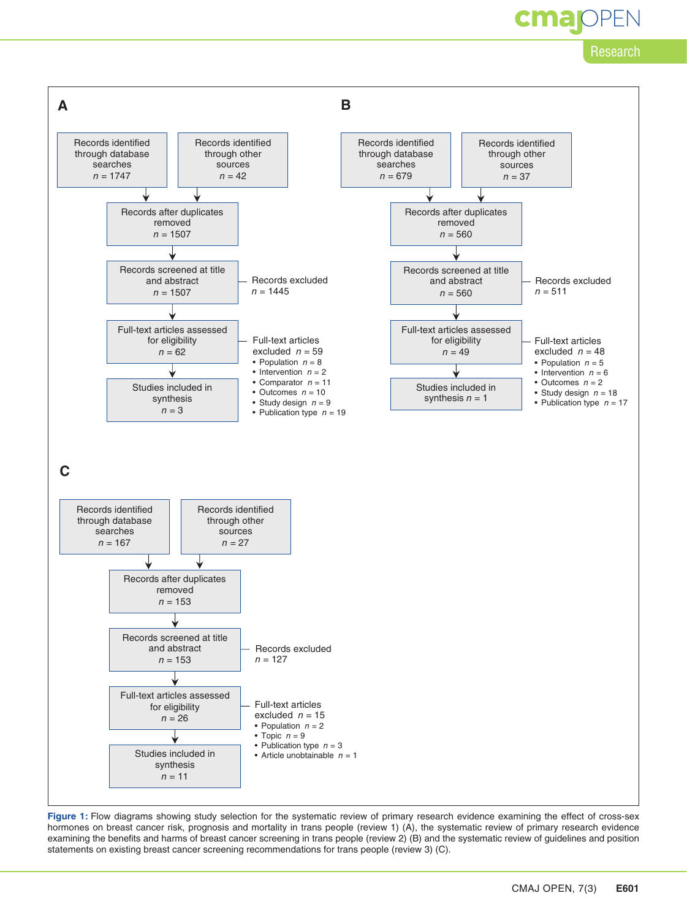**A**

Records identified through database searches $n$ = 1747

Records identified through other sources $n$ = 42

Records after duplicates removed $n$ = 1507

Records screened at title and abstract $n$ = 1507

Records excluded $n$ = 1445

Full-text articles assessed for eligibility $n$ = 62

Full-text articles excluded $n$ = 59
- Population $n$ = 8
- Intervention $n$ = 2
- Comparator $n$ = 11
- Outcomes $n$ = 10
- Study design $n$ = 9
- Publication type $n$ = 19

Studies included in synthesis $n$ = 3

**B**

Records identified through database searches $n$ = 679

Records identified through other sources $n$ = 37

Records after duplicates removed $n$ = 560

Records screened at title and abstract $n$ = 560

Records excluded $n$ = 511

Full-text articles assessed for eligibility $n$ = 49

Full-text articles excluded $n$ = 48
- Population $n$ = 5
- Intervention $n$ = 6
- Outcomes $n$ = 2
- Study design $n$ = 18
- Publication type $n$ = 17

Studies included in synthesis $n$ = 1

**C**

Records identified through database searches $n$ = 167

Records identified through other sources $n$ = 27

Records after duplicates removed $n$ = 153

Records screened at title and abstract $n$ = 153

Records excluded $n$ = 127

Full-text articles assessed for eligibility $n$ = 26

Full-text articles excluded $n$ = 15
- Population $n$ = 2
- Topic $n$ = 9
- Publication type $n$ = 3
- Article unobtainable $n$ = 1

Studies included in synthesis $n$ = 11

**Figure 1:** Flow diagrams showing study selection for the systematic review of primary research evidence examining the effect of cross-sex hormones on breast cancer risk, prognosis and mortality in trans people (review 1) (A), the systematic review of primary research evidence examining the benefits and harms of breast cancer screening in trans people (review 2) (B) and the systematic review of guidelines and position statements on existing breast cancer screening recommendations for trans people (review 3) (C).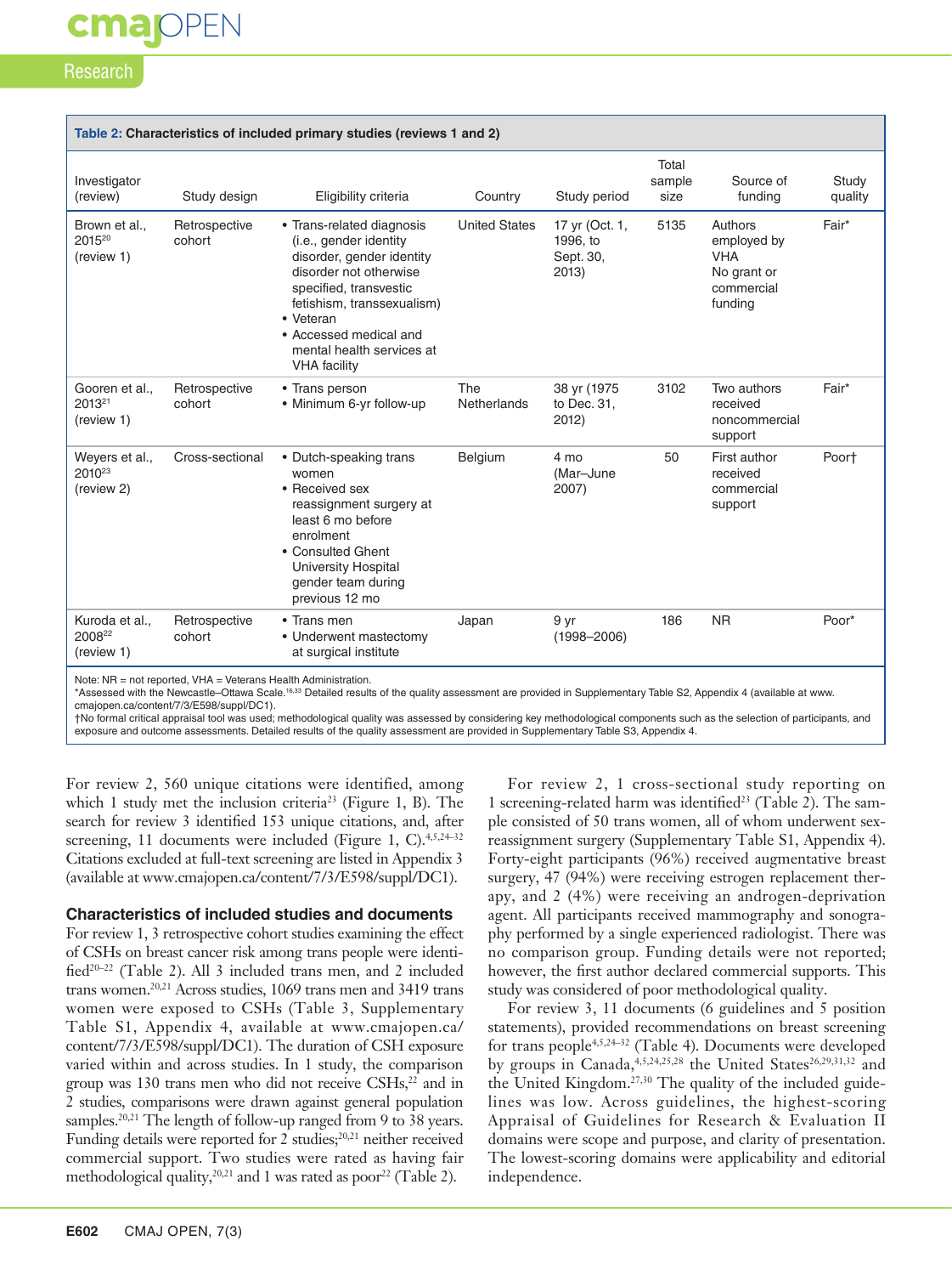**Table 2: Characteristics of included primary studies (reviews 1 and 2)**

| Investigator (review) | Study design | Eligibility criteria | Country | Study period | Total sample size | Source of funding | Study quality |
|---|---|---|---|---|---|---|---|
| Brown et al., 2015[20] (review 1) | Retrospective cohort | • Trans-related diagnosis (i.e., gender identity disorder, gender identity disorder not otherwise specified, transvestic fetishism, transsexualism) • Veteran • Accessed medical and mental health services at VHA facility | United States | 17 yr (Oct. 1, 1996, to Sept. 30, 2013) | 5135 | Authors employed by VHA No grant or commercial funding | Fair* |
| Gooren et al., 2013[21] (review 1) | Retrospective cohort | • Trans person • Minimum 6-yr follow-up | The Netherlands | 38 yr (1975 to Dec. 31, 2012) | 3102 | Two authors received noncommercial support | Fair* |
| Weyers et al., 2010[23] (review 2) | Cross-sectional | • Dutch-speaking trans women • Received sex reassignment surgery at least 6 mo before enrolment • Consulted Ghent University Hospital gender team during previous 12 mo | Belgium | 4 mo (Mar–June 2007) | 50 | First author received commercial support | Poor† |
| Kuroda et al., 2008[22] (review 1) | Retrospective cohort | • Trans men • Underwent mastectomy at surgical institute | Japan | 9 yr (1998–2006) | 186 | NR | Poor* |

Note: NR = not reported, VHA = Veterans Health Administration.
*Assessed with the Newcastle–Ottawa Scale.[16,33] Detailed results of the quality assessment are provided in Supplementary Table S2, Appendix 4 (available at www.cmajopen.ca/content/7/3/E598/suppl/DC1).
†No formal critical appraisal tool was used; methodological quality was assessed by considering key methodological components such as the selection of participants, and exposure and outcome assessments. Detailed results of the quality assessment are provided in Supplementary Table S3, Appendix 4.

For review 2, 560 unique citations were identified, among which 1 study met the inclusion criteria[23] (Figure 1, B). The search for review 3 identified 153 unique citations, and, after screening, 11 documents were included (Figure 1, C).[4,5,24–32] Citations excluded at full-text screening are listed in Appendix 3 (available at www.cmajopen.ca/content/7/3/E598/suppl/DC1).

### Characteristics of included studies and documents

For review 1, 3 retrospective cohort studies examining the effect of CSHs on breast cancer risk among trans people were identified[20–22] (Table 2). All 3 included trans men, and 2 included trans women.[20,21] Across studies, 1069 trans men and 3419 trans women were exposed to CSHs (Table 3, Supplementary Table S1, Appendix 4, available at www.cmajopen.ca/content/7/3/E598/suppl/DC1). The duration of CSH exposure varied within and across studies. In 1 study, the comparison group was 130 trans men who did not receive CSHs,[22] and in 2 studies, comparisons were drawn against general population samples.[20,21] The length of follow-up ranged from 9 to 38 years. Funding details were reported for 2 studies;[20,21] neither received commercial support. Two studies were rated as having fair methodological quality,[20,21] and 1 was rated as poor[22] (Table 2).

For review 2, 1 cross-sectional study reporting on 1 screening-related harm was identified[23] (Table 2). The sample consisted of 50 trans women, all of whom underwent sex-reassignment surgery (Supplementary Table S1, Appendix 4). Forty-eight participants (96%) received augmentative breast surgery, 47 (94%) were receiving estrogen replacement therapy, and 2 (4%) were receiving an androgen-deprivation agent. All participants received mammography and sonography performed by a single experienced radiologist. There was no comparison group. Funding details were not reported; however, the first author declared commercial supports. This study was considered of poor methodological quality.

For review 3, 11 documents (6 guidelines and 5 position statements), provided recommendations on breast screening for trans people[4,5,24–32] (Table 4). Documents were developed by groups in Canada,[4,5,24,25,28] the United States[26,29,31,32] and the United Kingdom.[27,30] The quality of the included guidelines was low. Across guidelines, the highest-scoring Appraisal of Guidelines for Research & Evaluation II domains were scope and purpose, and clarity of presentation. The lowest-scoring domains were applicability and editorial independence.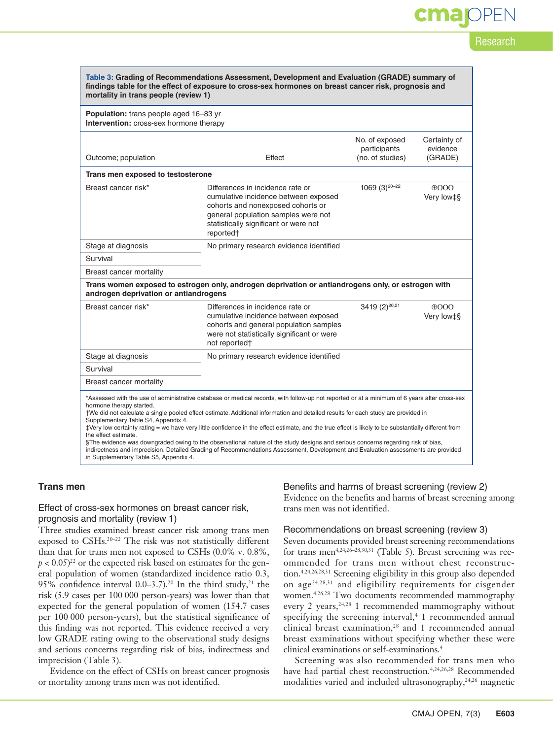**Table 3: Grading of Recommendations Assessment, Development and Evaluation (GRADE) summary of findings table for the effect of exposure to cross-sex hormones on breast cancer risk, prognosis and mortality in trans people (review 1)**

**Population:** trans people aged 16–83 yr
**Intervention:** cross-sex hormone therapy

| Outcome; population | Effect | No. of exposed participants (no. of studies) | Certainty of evidence (GRADE) |
|---|---|---|---|
| **Trans men exposed to testosterone** | | | |
| Breast cancer risk* | Differences in incidence rate or cumulative incidence between exposed cohorts and nonexposed cohorts or general population samples were not statistically significant or were not reported† | 1069 (3)[20–22] | ⊕OOO Very low‡§ |
| Stage at diagnosis | No primary research evidence identified | | |
| Survival | | | |
| Breast cancer mortality | | | |
| **Trans women exposed to estrogen only, androgen deprivation or antiandrogens only, or estrogen with androgen deprivation or antiandrogens** | | | |
| Breast cancer risk* | Differences in incidence rate or cumulative incidence between exposed cohorts and general population samples were not statistically significant or were not reported† | 3419 (2)[20,21] | ⊕OOO Very low‡§ |
| Stage at diagnosis | No primary research evidence identified | | |
| Survival | | | |
| Breast cancer mortality | | | |

*Assessed with the use of administrative database or medical records, with follow-up not reported or at a minimum of 6 years after cross-sex hormone therapy started.
†We did not calculate a single pooled effect estimate. Additional information and detailed results for each study are provided in Supplementary Table S4, Appendix 4.
‡Very low certainty rating = we have very little confidence in the effect estimate, and the true effect is likely to be substantially different from the effect estimate.
§The evidence was downgraded owing to the observational nature of the study designs and serious concerns regarding risk of bias, indirectness and imprecision. Detailed Grading of Recommendations Assessment, Development and Evaluation assessments are provided in Supplementary Table S5, Appendix 4.

### Trans men

#### Effect of cross-sex hormones on breast cancer risk, prognosis and mortality (review 1)

Three studies examined breast cancer risk among trans men exposed to CSHs.[20–22] The risk was not statistically different than that for trans men not exposed to CSHs (0.0% v. 0.8%, $p < 0.05$)[22] or the expected risk based on estimates for the general population of women (standardized incidence ratio 0.3, 95% confidence interval 0.0–3.7).[20] In the third study,[21] the risk (5.9 cases per 100 000 person-years) was lower than that expected for the general population of women (154.7 cases per 100 000 person-years), but the statistical significance of this finding was not reported. This evidence received a very low GRADE rating owing to the observational study designs and serious concerns regarding risk of bias, indirectness and imprecision (Table 3).

Evidence on the effect of CSHs on breast cancer prognosis or mortality among trans men was not identified.

#### Benefits and harms of breast screening (review 2)

Evidence on the benefits and harms of breast screening among trans men was not identified.

#### Recommendations on breast screening (review 3)

Seven documents provided breast screening recommendations for trans men[4,24,26–28,30,31] (Table 5). Breast screening was recommended for trans men without chest reconstruction.[4,24,26,28,31] Screening eligibility in this group also depended on age[24,28,31] and eligibility requirements for cisgender women.[4,26,28] Two documents recommended mammography every 2 years,[24,28] 1 recommended mammography without specifying the screening interval,[4] 1 recommended annual clinical breast examination,[28] and 1 recommended annual breast examinations without specifying whether these were clinical examinations or self-examinations.[4]

Screening was also recommended for trans men who have had partial chest reconstruction.[4,24,26,28] Recommended modalities varied and included ultrasonography,[24,26] magnetic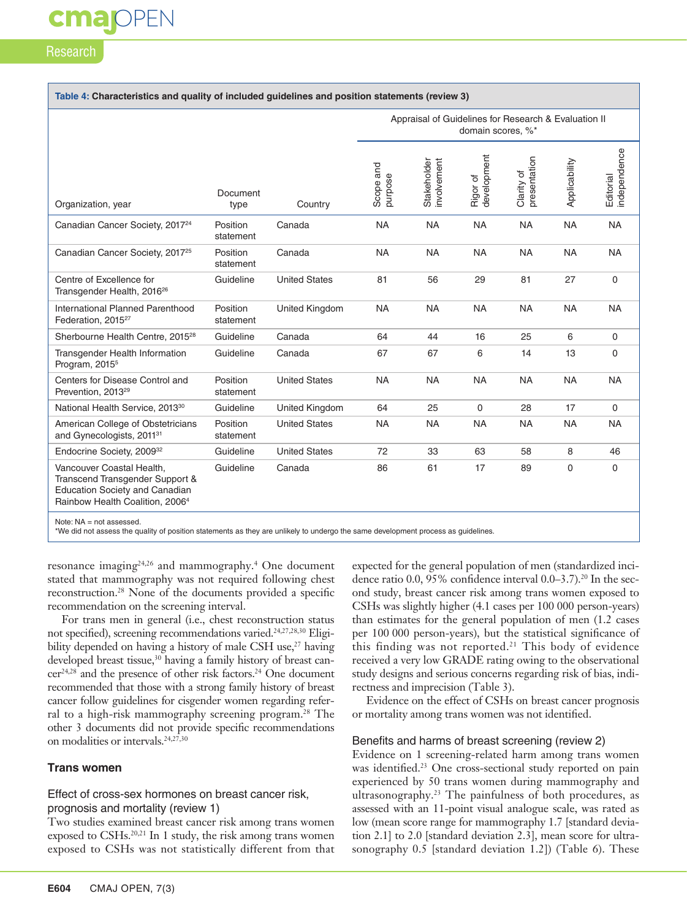**Table 4: Characteristics and quality of included guidelines and position statements (review 3)**

| Organization, year | Document type | Country | Appraisal of Guidelines for Research & Evaluation II domain scores, %* | | | | | |
|---|---|---|---|---|---|---|---|---|
| | | | Scope and purpose | Stakeholder involvement | Rigor of development | Clarity of presentation | Applicability | Editorial independence |
| Canadian Cancer Society, 2017[24] | Position statement | Canada | NA | NA | NA | NA | NA | NA |
| Canadian Cancer Society, 2017[25] | Position statement | Canada | NA | NA | NA | NA | NA | NA |
| Centre of Excellence for Transgender Health, 2016[26] | Guideline | United States | 81 | 56 | 29 | 81 | 27 | 0 |
| International Planned Parenthood Federation, 2015[27] | Position statement | United Kingdom | NA | NA | NA | NA | NA | NA |
| Sherbourne Health Centre, 2015[28] | Guideline | Canada | 64 | 44 | 16 | 25 | 6 | 0 |
| Transgender Health Information Program, 2015[5] | Guideline | Canada | 67 | 67 | 6 | 14 | 13 | 0 |
| Centers for Disease Control and Prevention, 2013[29] | Position statement | United States | NA | NA | NA | NA | NA | NA |
| National Health Service, 2013[30] | Guideline | United Kingdom | 64 | 25 | 0 | 28 | 17 | 0 |
| American College of Obstetricians and Gynecologists, 2011[31] | Position statement | United States | NA | NA | NA | NA | NA | NA |
| Endocrine Society, 2009[32] | Guideline | United States | 72 | 33 | 63 | 58 | 8 | 46 |
| Vancouver Coastal Health, Transcend Transgender Support & Education Society and Canadian Rainbow Health Coalition, 2006[4] | Guideline | Canada | 86 | 61 | 17 | 89 | 0 | 0 |

Note: NA = not assessed.
*We did not assess the quality of position statements as they are unlikely to undergo the same development process as guidelines.

resonance imaging[24,26] and mammography.[4] One document stated that mammography was not required following chest reconstruction.[28] None of the documents provided a specific recommendation on the screening interval.

For trans men in general (i.e., chest reconstruction status not specified), screening recommendations varied.[24,27,28,30] Eligibility depended on having a history of male CSH use,[27] having developed breast tissue,[30] having a family history of breast cancer[24,28] and the presence of other risk factors.[24] One document recommended that those with a strong family history of breast cancer follow guidelines for cisgender women regarding referral to a high-risk mammography screening program.[28] The other 3 documents did not provide specific recommendations on modalities or intervals.[24,27,30]

### Trans women

#### Effect of cross-sex hormones on breast cancer risk, prognosis and mortality (review 1)

Two studies examined breast cancer risk among trans women exposed to CSHs.[20,21] In 1 study, the risk among trans women exposed to CSHs was not statistically different from that expected for the general population of men (standardized incidence ratio 0.0, 95% confidence interval 0.0–3.7).[20] In the second study, breast cancer risk among trans women exposed to CSHs was slightly higher (4.1 cases per 100 000 person-years) than estimates for the general population of men (1.2 cases per 100 000 person-years), but the statistical significance of this finding was not reported.[21] This body of evidence received a very low GRADE rating owing to the observational study designs and serious concerns regarding risk of bias, indirectness and imprecision (Table 3).

Evidence on the effect of CSHs on breast cancer prognosis or mortality among trans women was not identified.

#### Benefits and harms of breast screening (review 2)

Evidence on 1 screening-related harm among trans women was identified.[23] One cross-sectional study reported on pain experienced by 50 trans women during mammography and ultrasonography.[23] The painfulness of both procedures, as assessed with an 11-point visual analogue scale, was rated as low (mean score range for mammography 1.7 [standard deviation 2.1] to 2.0 [standard deviation 2.3], mean score for ultrasonography 0.5 [standard deviation 1.2]) (Table 6). These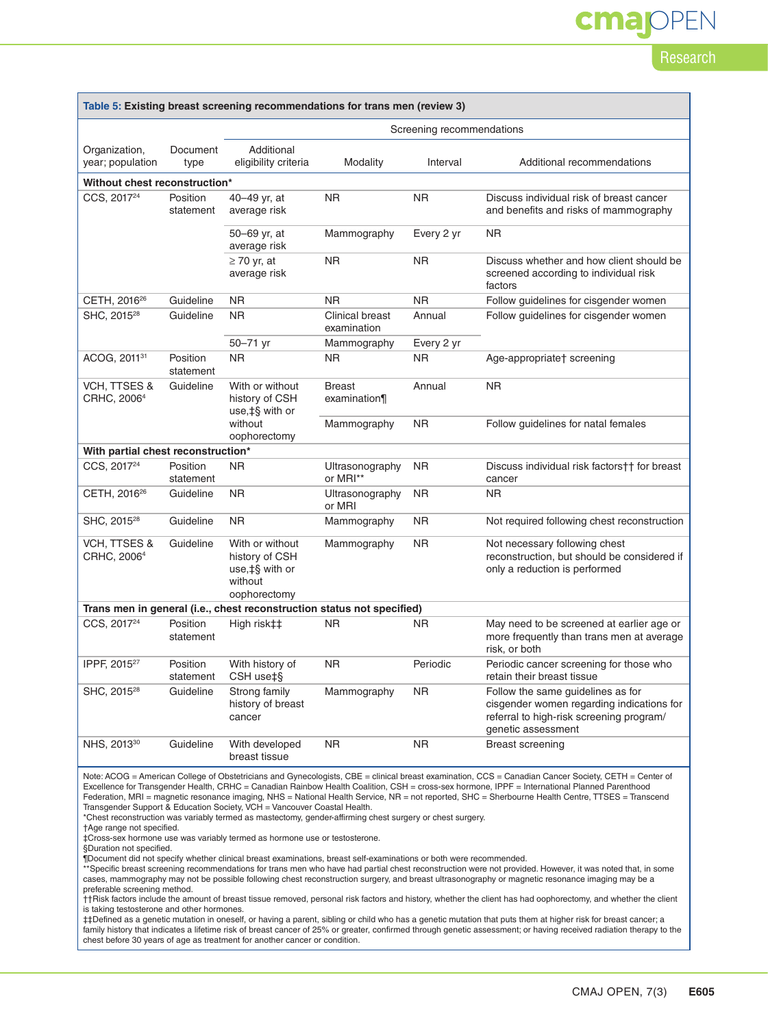**Table 5: Existing breast screening recommendations for trans men (review 3)**

| Organization, year; population | Document type | Screening recommendations | | | |
|---|---|---|---|---|---|
| | | Additional eligibility criteria | Modality | Interval | Additional recommendations |
| **Without chest reconstruction*** | | | | | |
| CCS, 2017[24] | Position statement | 40–49 yr, at average risk | NR | NR | Discuss individual risk of breast cancer and benefits and risks of mammography |
| | | 50–69 yr, at average risk | Mammography | Every 2 yr | NR |
| | | ≥ 70 yr, at average risk | NR | NR | Discuss whether and how client should be screened according to individual risk factors |
| CETH, 2016[26] | Guideline | NR | NR | NR | Follow guidelines for cisgender women |
| SHC, 2015[28] | Guideline | NR | Clinical breast examination | Annual | Follow guidelines for cisgender women |
| | | 50–71 yr | Mammography | Every 2 yr | |
| ACOG, 2011[31] | Position statement | NR | NR | NR | Age-appropriate† screening |
| VCH, TTSES & CRHC, 2006[4] | Guideline | With or without history of CSH use,‡§ with or without oophorectomy | Breast examination¶ | Annual | NR |
| | | | Mammography | NR | Follow guidelines for natal females |
| **With partial chest reconstruction*** | | | | | |
| CCS, 2017[24] | Position statement | NR | Ultrasonography or MRI** | NR | Discuss individual risk factors†† for breast cancer |
| CETH, 2016[26] | Guideline | NR | Ultrasonography or MRI | NR | NR |
| SHC, 2015[28] | Guideline | NR | Mammography | NR | Not required following chest reconstruction |
| VCH, TTSES & CRHC, 2006[4] | Guideline | With or without history of CSH use,‡§ with or without oophorectomy | Mammography | NR | Not necessary following chest reconstruction, but should be considered if only a reduction is performed |
| **Trans men in general (i.e., chest reconstruction status not specified)** | | | | | |
| CCS, 2017[24] | Position statement | High risk‡‡ | NR | NR | May need to be screened at earlier age or more frequently than trans men at average risk, or both |
| IPPF, 2015[27] | Position statement | With history of CSH use‡§ | NR | Periodic | Periodic cancer screening for those who retain their breast tissue |
| SHC, 2015[28] | Guideline | Strong family history of breast cancer | Mammography | NR | Follow the same guidelines as for cisgender women regarding indications for referral to high-risk screening program/ genetic assessment |
| NHS, 2013[30] | Guideline | With developed breast tissue | NR | NR | Breast screening |

Note: ACOG = American College of Obstetricians and Gynecologists, CBE = clinical breast examination, CCS = Canadian Cancer Society, CETH = Center of Excellence for Transgender Health, CRHC = Canadian Rainbow Health Coalition, CSH = cross-sex hormone, IPPF = International Planned Parenthood Federation, MRI = magnetic resonance imaging, NHS = National Health Service, NR = not reported, SHC = Sherbourne Health Centre, TTSES = Transcend Transgender Support & Education Society, VCH = Vancouver Coastal Health.
*Chest reconstruction was variably termed as mastectomy, gender-affirming chest surgery or chest surgery.
†Age range not specified.
‡Cross-sex hormone use was variably termed as hormone use or testosterone.
§Duration not specified.
¶Document did not specify whether clinical breast examinations, breast self-examinations or both were recommended.
**Specific breast screening recommendations for trans men who have had partial chest reconstruction were not provided. However, it was noted that, in some cases, mammography may not be possible following chest reconstruction surgery, and breast ultrasonography or magnetic resonance imaging may be a preferable screening method.
††Risk factors include the amount of breast tissue removed, personal risk factors and history, whether the client has had oophorectomy, and whether the client is taking testosterone and other hormones.
‡‡Defined as a genetic mutation in oneself, or having a parent, sibling or child who has a genetic mutation that puts them at higher risk for breast cancer; a family history that indicates a lifetime risk of breast cancer of 25% or greater, confirmed through genetic assessment; or having received radiation therapy to the chest before 30 years of age as treatment for another cancer or condition.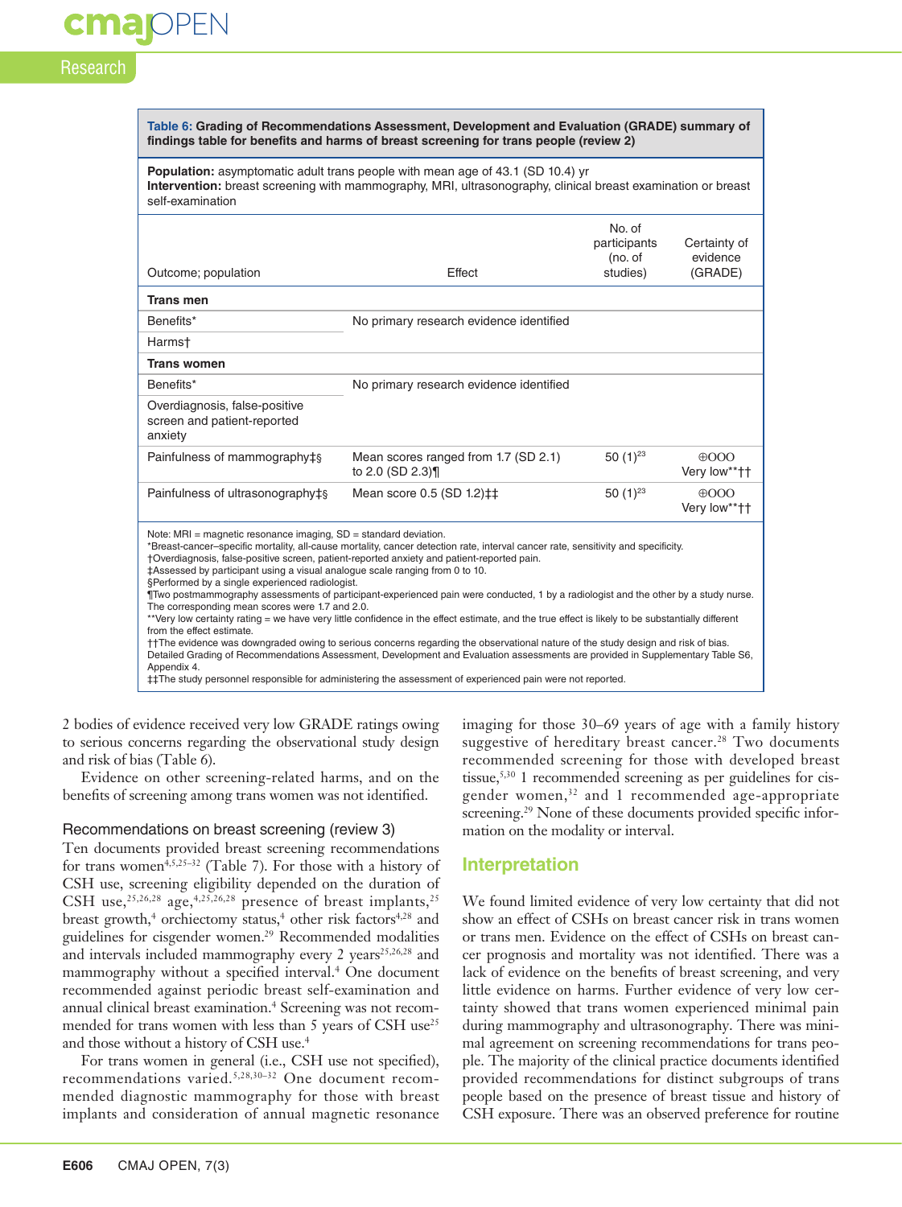**Table 6: Grading of Recommendations Assessment, Development and Evaluation (GRADE) summary of findings table for benefits and harms of breast screening for trans people (review 2)**

**Population:** asymptomatic adult trans people with mean age of 43.1 (SD 10.4) yr
**Intervention:** breast screening with mammography, MRI, ultrasonography, clinical breast examination or breast self-examination

| Outcome; population | Effect | No. of participants (no. of studies) | Certainty of evidence (GRADE) |
|---|---|---|---|
| **Trans men** | | | |
| Benefits* | No primary research evidence identified | | |
| Harms† | | | |
| **Trans women** | | | |
| Benefits* | No primary research evidence identified | | |
| Overdiagnosis, false-positive screen and patient-reported anxiety | | | |
| Painfulness of mammography‡§ | Mean scores ranged from 1.7 (SD 2.1) to 2.0 (SD 2.3)¶ | 50 (1)[23] | ⊕OOO Very low**†† |
| Painfulness of ultrasonography‡§ | Mean score 0.5 (SD 1.2)‡‡ | 50 (1)[23] | ⊕OOO Very low**†† |

Note: MRI = magnetic resonance imaging, SD = standard deviation.
*Breast-cancer–specific mortality, all-cause mortality, cancer detection rate, interval cancer rate, sensitivity and specificity.
†Overdiagnosis, false-positive screen, patient-reported anxiety and patient-reported pain.
‡Assessed by participant using a visual analogue scale ranging from 0 to 10.
§Performed by a single experienced radiologist.
¶Two postmammography assessments of participant-experienced pain were conducted, 1 by a radiologist and the other by a study nurse. The corresponding mean scores were 1.7 and 2.0.
**Very low certainty rating = we have very little confidence in the effect estimate, and the true effect is likely to be substantially different from the effect estimate.
††The evidence was downgraded owing to serious concerns regarding the observational nature of the study design and risk of bias. Detailed Grading of Recommendations Assessment, Development and Evaluation assessments are provided in Supplementary Table S6, Appendix 4.
‡‡The study personnel responsible for the assessment of experienced pain were not reported.

2 bodies of evidence received very low GRADE ratings owing to serious concerns regarding the observational study design and risk of bias (Table 6).

Evidence on other screening-related harms, and on the benefits of screening among trans women was not identified.

### Recommendations on breast screening (review 3)

Ten documents provided breast screening recommendations for trans women[4,5,25–32] (Table 7). For those with a history of CSH use, screening eligibility depended on the duration of CSH use,[25,26,28] age,[4,25,26,28] presence of breast implants,[25] breast growth,[4] orchiectomy status,[4] other risk factors[4,28] and guidelines for cisgender women.[29] Recommended modalities and intervals included mammography every 2 years[25,26,28] and mammography without a specified interval.[4] One document recommended against periodic breast self-examination and annual clinical breast examination.[4] Screening was not recommended for trans women with less than 5 years of CSH use[25] and those without a history of CSH use.[4]

For trans women in general (i.e., CSH use not specified), recommendations varied.[5,28,30–32] One document recommended diagnostic mammography for those with breast implants and consideration of annual magnetic resonance imaging for those 30–69 years of age with a family history suggestive of hereditary breast cancer.[28] Two documents recommended screening for those with developed breast tissue,[5,30] 1 recommended screening as per guidelines for cisgender women,[32] and 1 recommended age-appropriate screening.[29] None of these documents provided specific information on the modality or interval.

## Interpretation

We found limited evidence of very low certainty that did not show an effect of CSHs on breast cancer risk in trans women or trans men. Evidence on the effect of CSHs on breast cancer prognosis and mortality was not identified. There was a lack of evidence on the benefits of breast screening, and very little evidence on harms. Further evidence of very low certainty showed that trans women experienced minimal pain during mammography and ultrasonography. There was minimal agreement on screening recommendations for trans people. The majority of the clinical practice documents identified provided recommendations for distinct subgroups of trans people based on the presence of breast tissue and history of CSH exposure. There was an observed preference for routine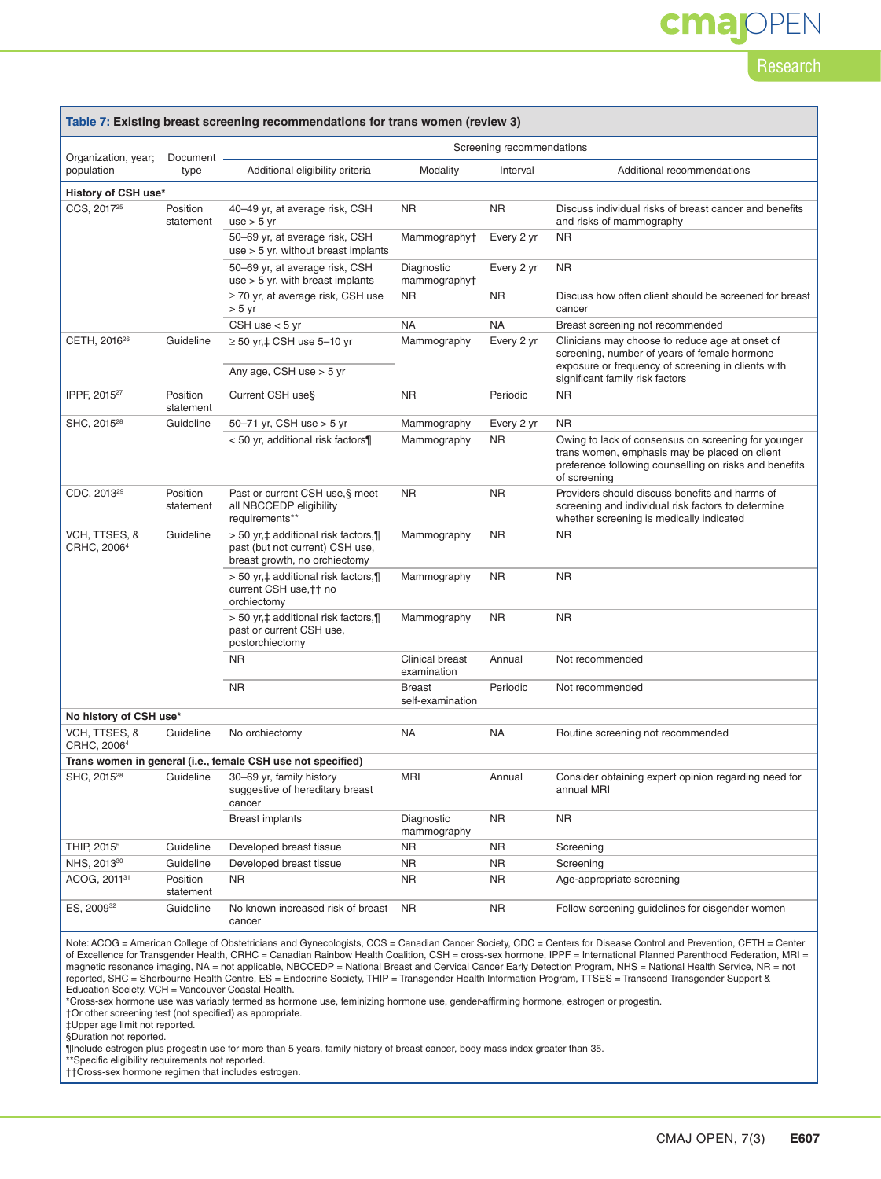**Table 7: Existing breast screening recommendations for trans women (review 3)**

| Organization, year; population | Document type | Screening recommendations | | | |
|---|---|---|---|---|---|
| | | Additional eligibility criteria | Modality | Interval | Additional recommendations |
| **History of CSH use*** | | | | | |
| CCS, 2017[25] | Position statement | 40–49 yr, at average risk, CSH use > 5 yr | NR | NR | Discuss individual risks of breast cancer and benefits and risks of mammography |
| | | 50–69 yr, at average risk, CSH use > 5 yr, without breast implants | Mammography† | Every 2 yr | NR |
| | | 50–69 yr, at average risk, CSH use > 5 yr, with breast implants | Diagnostic mammography† | Every 2 yr | NR |
| | | ≥ 70 yr, at average risk, CSH use > 5 yr | NR | NR | Discuss how often client should be screened for breast cancer |
| | | CSH use < 5 yr | NA | NA | Breast screening not recommended |
| CETH, 2016[26] | Guideline | ≥ 50 yr,‡ CSH use 5–10 yr | Mammography | Every 2 yr | Clinicians may choose to reduce age at onset of screening, number of years of female hormone exposure or frequency of screening in clients with significant family risk factors |
| | | Any age, CSH use > 5 yr | | | |
| IPPF, 2015[27] | Position statement | Current CSH use§ | NR | Periodic | NR |
| SHC, 2015[28] | Guideline | 50–71 yr, CSH use > 5 yr | Mammography | Every 2 yr | NR |
| | | < 50 yr, additional risk factors¶ | Mammography | NR | Owing to lack of consensus on screening for younger trans women, emphasis may be placed on client preference following counselling on risks and benefits of screening |
| CDC, 2013[29] | Position statement | Past or current CSH use,§ meet all NBCCEDP eligibility requirements** | NR | NR | Providers should discuss benefits and harms of screening and individual risk factors to determine whether screening is medically indicated |
| VCH, TTSES, & CRHC, 2006[4] | Guideline | > 50 yr,‡ additional risk factors,¶ past (but not current) CSH use, breast growth, no orchiectomy | Mammography | NR | NR |
| | | > 50 yr,‡ additional risk factors,¶ current CSH use,†† no orchiectomy | Mammography | NR | NR |
| | | > 50 yr,‡ additional risk factors,¶ past or current CSH use, postorchiectomy | Mammography | NR | NR |
| | | NR | Clinical breast examination | Annual | Not recommended |
| | | NR | Breast self-examination | Periodic | Not recommended |
| **No history of CSH use*** | | | | | |
| VCH, TTSES, & CRHC, 2006[4] | Guideline | No orchiectomy | NA | NA | Routine screening not recommended |
| **Trans women in general (i.e., female CSH use not specified)** | | | | | |
| SHC, 2015[28] | Guideline | 30–69 yr, family history suggestive of hereditary breast cancer | MRI | Annual | Consider obtaining expert opinion regarding need for annual MRI |
| | | Breast implants | Diagnostic mammography | NR | NR |
| THIP, 2015[5] | Guideline | Developed breast tissue | NR | NR | Screening |
| NHS, 2013[30] | Guideline | Developed breast tissue | NR | NR | Screening |
| ACOG, 2011[31] | Position statement | NR | NR | NR | Age-appropriate screening |
| ES, 2009[32] | Guideline | No known increased risk of breast cancer | NR | NR | Follow screening guidelines for cisgender women |

Note: ACOG = American College of Obstetricians and Gynecologists, CCS = Canadian Cancer Society, CDC = Centers for Disease Control and Prevention, CETH = Center of Excellence for Transgender Health, CRHC = Canadian Rainbow Health Coalition, CSH = cross-sex hormone, IPPF = International Planned Parenthood Federation, MRI = magnetic resonance imaging, NA = not applicable, NBCCEDP = National Breast and Cervical Cancer Early Detection Program, NHS = National Health Service, NR = not reported, SHC = Sherbourne Health Centre, ES = Endocrine Society, THIP = Transgender Health Information Program, TTSES = Transcend Transgender Support & Education Society, VCH = Vancouver Coastal Health.
*Cross-sex hormone use was variably termed as hormone use, feminizing hormone use, gender-affirming hormone, estrogen or progestin.
†Or other screening test (not specified) as appropriate.
‡Upper age limit not reported.
§Duration not reported.
¶Include estrogen plus progestin use for more than 5 years, family history of breast cancer, body mass index greater than 35.
**Specific eligibility requirements not reported.
††Cross-sex hormone regimen that includes estrogen.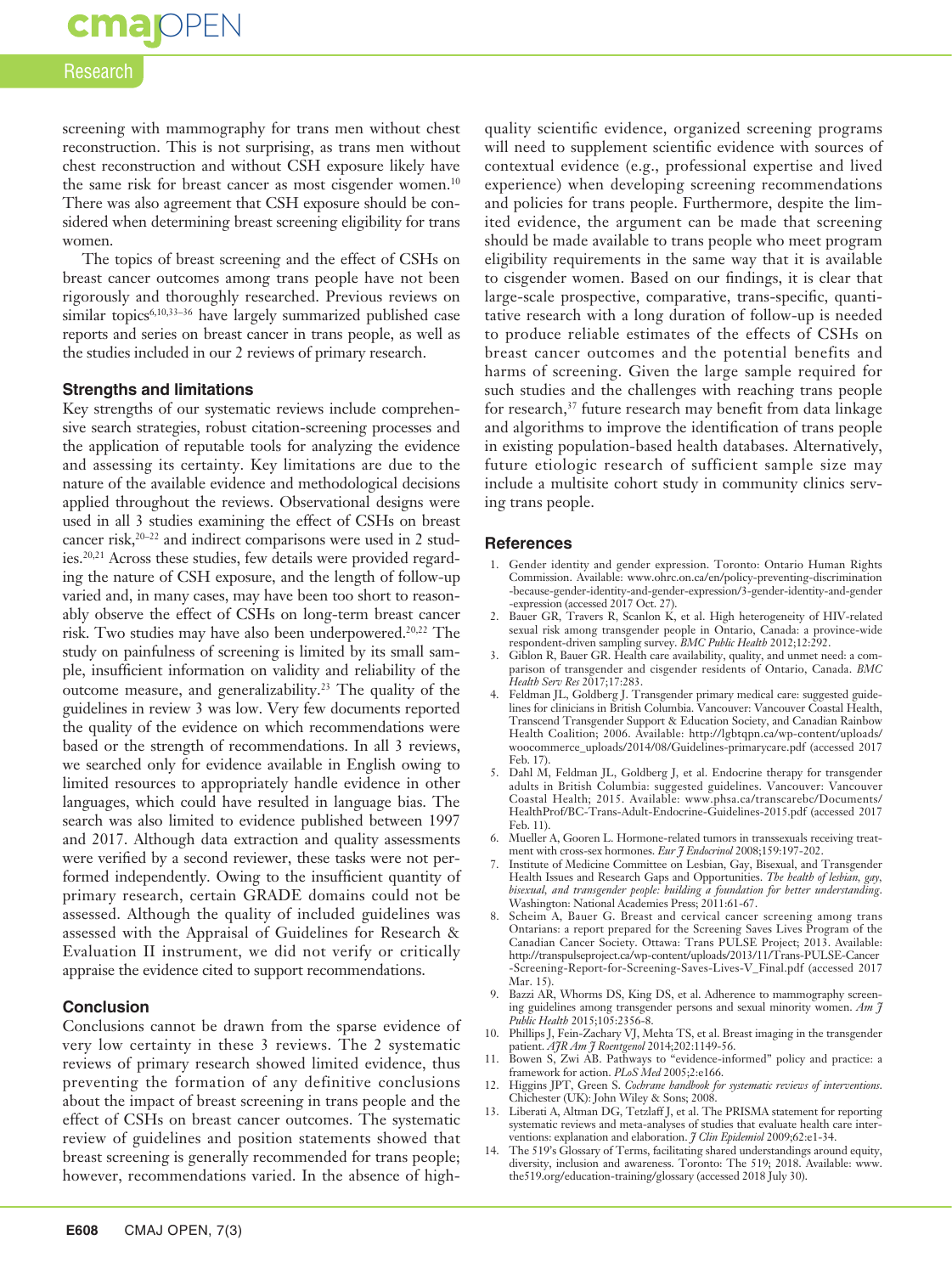screening with mammography for trans men without chest reconstruction. This is not surprising, as trans men without chest reconstruction and without CSH exposure likely have the same risk for breast cancer as most cisgender women.[10] There was also agreement that CSH exposure should be considered when determining breast screening eligibility for trans women.

The topics of breast screening and the effect of CSHs on breast cancer outcomes among trans people have not been rigorously and thoroughly researched. Previous reviews on similar topics[6,10,33–36] have largely summarized published case reports and series on breast cancer in trans people, as well as the studies included in our 2 reviews of primary research.

### Strengths and limitations

Key strengths of our systematic reviews include comprehensive search strategies, robust citation-screening processes and the application of reputable tools for analyzing the evidence and assessing its certainty. Key limitations are due to the nature of the available evidence and methodological decisions applied throughout the reviews. Observational designs were used in all 3 studies examining the effect of CSHs on breast cancer risk,[20–22] and indirect comparisons were used in 2 studies.[20,21] Across these studies, few details were provided regarding the nature of CSH exposure, and the length of follow-up varied and, in many cases, may have been too short to reasonably observe the effect of CSHs on long-term breast cancer risk. Two studies may have also been underpowered.[20,22] The study on painfulness of screening is limited by its small sample, insufficient information on validity and reliability of the outcome measure, and generalizability.[23] The quality of the guidelines in review 3 was low. Very few documents reported the quality of the evidence on which recommendations were based or the strength of recommendations. In all 3 reviews, we searched only for evidence available in English owing to limited resources to appropriately handle evidence in other languages, which could have resulted in language bias. The search was also limited to evidence published between 1997 and 2017. Although data extraction and quality assessments were verified by a second reviewer, these tasks were not performed independently. Owing to the insufficient quantity of primary research, certain GRADE domains could not be assessed. Although the quality of included guidelines was assessed with the Appraisal of Guidelines for Research & Evaluation II instrument, we did not verify or critically appraise the evidence cited to support recommendations.

### Conclusion

Conclusions cannot be drawn from the sparse evidence of very low certainty in these 3 reviews. The 2 systematic reviews of primary research showed limited evidence, thus preventing the formation of any definitive conclusions about the impact of breast screening in trans people and the effect of CSHs on breast cancer outcomes. The systematic review of guidelines and position statements showed that breast screening is generally recommended for trans people; however, recommendations varied. In the absence of high-quality scientific evidence, organized screening programs will need to supplement scientific evidence with sources of contextual evidence (e.g., professional expertise and lived experience) when developing screening recommendations and policies for trans people. Furthermore, despite the limited evidence, the argument can be made that screening should be made available to trans people who meet program eligibility requirements in the same way that it is available to cisgender women. Based on our findings, it is clear that large-scale prospective, comparative, trans-specific, quantitative research with a long duration of follow-up is needed to produce reliable estimates of the effects of CSHs on breast cancer outcomes and the potential benefits and harms of screening. Given the large sample required for such studies and the challenges with reaching trans people for research,[37] future research may benefit from data linkage and algorithms to improve the identification of trans people in existing population-based health databases. Alternatively, future etiologic research of sufficient sample size may include a multisite cohort study in community clinics serving trans people.

### References

1. Gender identity and gender expression. Toronto: Ontario Human Rights Commission. Available: www.ohrc.on.ca/en/policy-preventing-discrimination-because-gender-identity-and-gender-expression/3-gender-identity-and-gender-expression (accessed 2017 Oct. 27).
2. Bauer GR, Travers R, Scanlon K, et al. High heterogeneity of HIV-related sexual risk among transgender people in Ontario, Canada: a province-wide respondent-driven sampling survey. *BMC Public Health* 2012;12:292.
3. Giblon R, Bauer GR. Health care availability, quality, and unmet need: a comparison of transgender and cisgender residents of Ontario, Canada. *BMC Health Serv Res* 2017;17:283.
4. Feldman JL, Goldberg J. Transgender primary medical care: suggested guidelines for clinicians in British Columbia. Vancouver: Vancouver Coastal Health, Transcend Transgender Support & Education Society, and Canadian Rainbow Health Coalition; 2006. Available: http://lgbtqpn.ca/wp-content/uploads/woocommerce_uploads/2014/08/Guidelines-primarycare.pdf (accessed 2017 Feb. 17).
5. Dahl M, Feldman JL, Goldberg J, et al. Endocrine therapy for transgender adults in British Columbia: suggested guidelines. Vancouver: Vancouver Coastal Health; 2015. Available: www.phsa.ca/transcarebc/Documents/HealthProf/BC-Trans-Adult-Endocrine-Guidelines-2015.pdf (accessed 2017 Feb. 11).
6. Mueller A, Gooren L. Hormone-related tumors in transsexuals receiving treatment with cross-sex hormones. *Eur J Endocrinol* 2008;159:197-202.
7. Institute of Medicine Committee on Lesbian, Gay, Bisexual, and Transgender Health Issues and Research Gaps and Opportunities. *The health of lesbian, gay, bisexual, and transgender people: building a foundation for better understanding*. Washington: National Academies Press; 2011:61-67.
8. Scheim A, Bauer G. Breast and cervical cancer screening among trans Ontarians: a report prepared for the Screening Saves Lives Program of the Canadian Cancer Society. Ottawa: Trans PULSE Project; 2013. Available: http://transpulseproject.ca/wp-content/uploads/2013/11/Trans-PULSE-Cancer-Screening-Report-for-Screening-Saves-Lives-V_Final.pdf (accessed 2017 Mar. 15).
9. Bazzi AR, Whorms DS, King DS, et al. Adherence to mammography screening guidelines among transgender persons and sexual minority women. *Am J Public Health* 2015;105:2356-8.
10. Phillips J, Fein-Zachary VJ, Mehta TS, et al. Breast imaging in the transgender patient. *AJR Am J Roentgenol* 2014;202:1149-56.
11. Bowen S, Zwi AB. Pathways to "evidence-informed" policy and practice: a framework for action. *PLoS Med* 2005;2:e166.
12. Higgins JPT, Green S. *Cochrane handbook for systematic reviews of interventions*. Chichester (UK): John Wiley & Sons; 2008.
13. Liberati A, Altman DG, Tetzlaff J, et al. The PRISMA statement for reporting systematic reviews and meta-analyses of studies that evaluate health care interventions: explanation and elaboration. *J Clin Epidemiol* 2009;62:e1-34.
14. The 519's Glossary of Terms, facilitating shared understandings around equity, diversity, inclusion and awareness. Toronto: The 519; 2018. Available: www.the519.org/education-training/glossary (accessed 2018 July 30).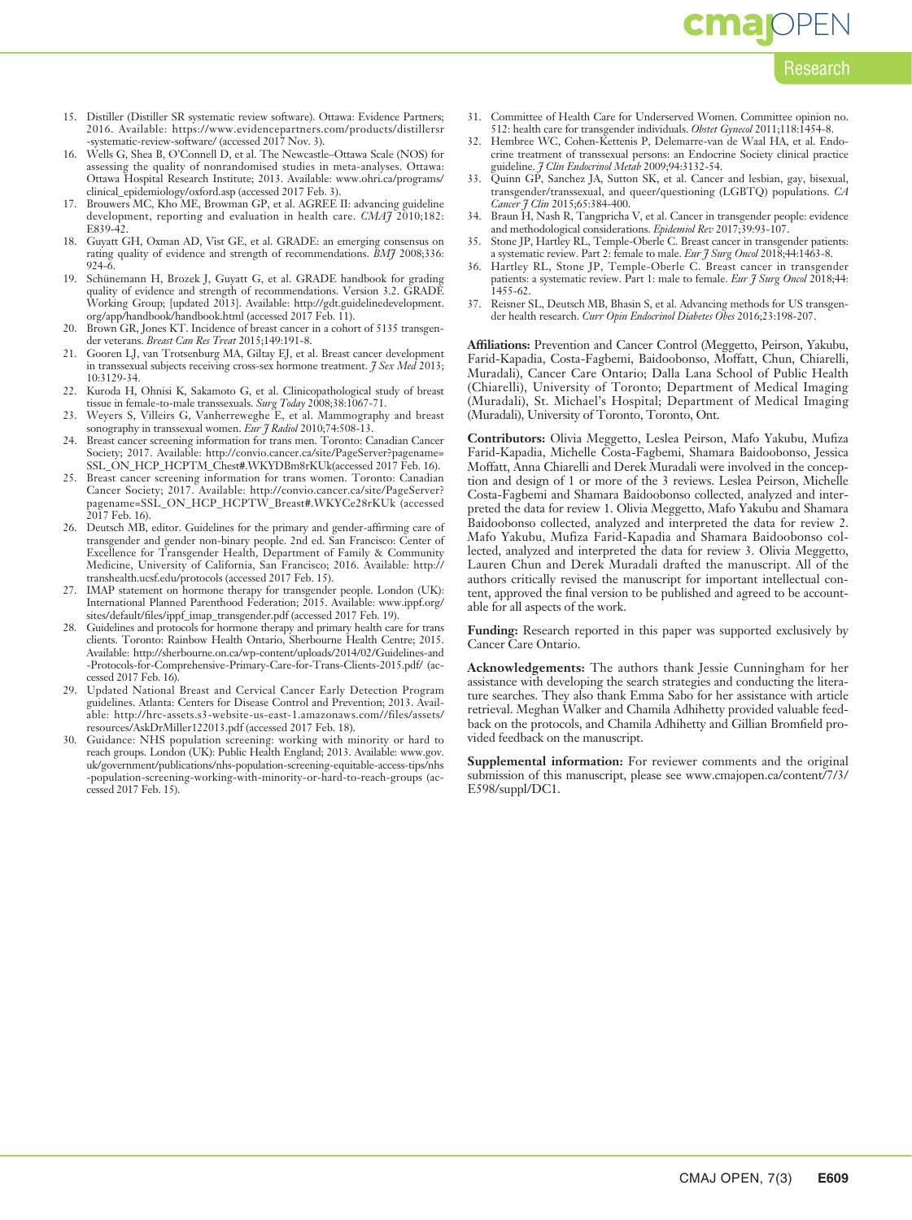15. Distiller (Distiller SR systematic review software). Ottawa: Evidence Partners; 2016. Available: https://www.evidencepartners.com/products/distillersr-systematic-review-software/ (accessed 2017 Nov. 3).
16. Wells G, Shea B, O'Connell D, et al. The Newcastle–Ottawa Scale (NOS) for assessing the quality of nonrandomised studies in meta-analyses. Ottawa: Ottawa Hospital Research Institute; 2013. Available: www.ohri.ca/programs/clinical_epidemiology/oxford.asp (accessed 2017 Feb. 3).
17. Brouwers MC, Kho ME, Browman GP, et al. AGREE II: advancing guideline development, reporting and evaluation in health care. *CMAJ* 2010;182:E839-42.
18. Guyatt GH, Oxman AD, Vist GE, et al. GRADE: an emerging consensus on rating quality of evidence and strength of recommendations. *BMJ* 2008;336:924-6.
19. Schünemann H, Brozek J, Guyatt G, et al. GRADE handbook for grading quality of evidence and strength of recommendations. Version 3.2. GRADE Working Group; [updated 2013]. Available: http://gdt.guidelinedevelopment.org/app/handbook/handbook.html (accessed 2017 Feb. 11).
20. Brown GR, Jones KT. Incidence of breast cancer in a cohort of 5135 transgender veterans. *Breast Can Res Treat* 2015;149:191-8.
21. Gooren LJ, van Trotsenburg MA, Giltay EJ, et al. Breast cancer development in transsexual subjects receiving cross-sex hormone treatment. *J Sex Med* 2013;10:3129-34.
22. Kuroda H, Ohnisi K, Sakamoto G, et al. Clinicopathological study of breast tissue in female-to-male transsexuals. *Surg Today* 2008;38:1067-71.
23. Weyers S, Villeirs G, Vanherreweghe E, et al. Mammography and breast sonography in transsexual women. *Eur J Radiol* 2010;74:508-13.
24. Breast cancer screening information for trans men. Toronto: Canadian Cancer Society; 2017. Available: http://convio.cancer.ca/site/PageServer?pagename=SSL_ON_HCP_HCPTM_Chest#.WKYDBm8rKUk(accessed 2017 Feb. 16).
25. Breast cancer screening information for trans women. Toronto: Canadian Cancer Society; 2017. Available: http://convio.cancer.ca/site/PageServer?pagename=SSL_ON_HCP_HCPTW_Breast#.WKYCe28rKUk (accessed 2017 Feb. 16).
26. Deutsch MB, editor. Guidelines for the primary and gender-affirming care of transgender and gender non-binary people. 2nd ed. San Francisco: Center of Excellence for Transgender Health, Department of Family & Community Medicine, University of California, San Francisco; 2016. Available: http://transhealth.ucsf.edu/protocols (accessed 2017 Feb. 15).
27. IMAP statement on hormone therapy for transgender people. London (UK): International Planned Parenthood Federation; 2015. Available: www.ippf.org/sites/default/files/ippf_imap_transgender.pdf (accessed 2017 Feb. 19).
28. Guidelines and protocols for hormone therapy and primary health care for trans clients. Toronto: Rainbow Health Ontario, Sherbourne Health Centre; 2015. Available: http://sherbourne.on.ca/wp-content/uploads/2014/02/Guidelines-and-Protocols-for-Comprehensive-Primary-Care-for-Trans-Clients-2015.pdf/ (accessed 2017 Feb. 16).
29. Updated National Breast and Cervical Cancer Early Detection Program guidelines. Atlanta: Centers for Disease Control and Prevention; 2013. Available: http://hrc-assets.s3-website-us-east-1.amazonaws.com//files/assets/resources/AskDrMiller122013.pdf (accessed 2017 Feb. 18).
30. Guidance: NHS population screening: working with minority or hard to reach groups. London (UK): Public Health England; 2013. Available: www.gov.uk/government/publications/nhs-population-screening-equitable-access-tips/nhs-population-screening-working-with-minority-or-hard-to-reach-groups (accessed 2017 Feb. 15).
31. Committee of Health Care for Underserved Women. Committee opinion no. 512: health care for transgender individuals. *Obstet Gynecol* 2011;118:1454-8.
32. Hembree WC, Cohen-Kettenis P, Delemarre-van de Waal HA, et al. Endocrine treatment of transsexual persons: an Endocrine Society clinical practice guideline. *J Clin Endocrinol Metab* 2009;94:3132-54.
33. Quinn GP, Sanchez JA, Sutton SK, et al. Cancer and lesbian, gay, bisexual, transgender/transsexual, and queer/questioning (LGBTQ) populations. *CA Cancer J Clin* 2015;65:384-400.
34. Braun H, Nash R, Tangpricha V, et al. Cancer in transgender people: evidence and methodological considerations. *Epidemiol Rev* 2017;39:93-107.
35. Stone JP, Hartley RL, Temple-Oberle C. Breast cancer in transgender patients: a systematic review. Part 2: female to male. *Eur J Surg Oncol* 2018;44:1463-8.
36. Hartley RL, Stone JP, Temple-Oberle C. Breast cancer in transgender patients: a systematic review. Part 1: male to female. *Eur J Surg Oncol* 2018;44:1455-62.
37. Reisner SL, Deutsch MB, Bhasin S, et al. Advancing methods for US transgender health research. *Curr Opin Endocrinol Diabetes Obes* 2016;23:198-207.

**Affiliations:** Prevention and Cancer Control (Meggetto, Peirson, Yakubu, Farid-Kapadia, Costa-Fagbemi, Baidoobonso, Moffatt, Chun, Chiarelli, Muradali), Cancer Care Ontario; Dalla Lana School of Public Health (Chiarelli), University of Toronto; Department of Medical Imaging (Muradali), St. Michael's Hospital; Department of Medical Imaging (Muradali), University of Toronto, Toronto, Ont.

**Contributors:** Olivia Meggetto, Leslea Peirson, Mafo Yakubu, Mufiza Farid-Kapadia, Michelle Costa-Fagbemi, Shamara Baidoobonso, Jessica Moffatt, Anna Chiarelli and Derek Muradali were involved in the conception and design of 1 or more of the 3 reviews. Leslea Peirson, Michelle Costa-Fagbemi and Shamara Baidoobonso collected, analyzed and interpreted the data for review 1. Olivia Meggetto, Mafo Yakubu and Shamara Baidoobonso collected, analyzed and interpreted the data for review 2. Mafo Yakubu, Mufiza Farid-Kapadia and Shamara Baidoobonso collected, analyzed and interpreted the data for review 3. Olivia Meggetto, Lauren Chun and Derek Muradali drafted the manuscript. All of the authors critically revised the manuscript for important intellectual content, approved the final version to be published and agreed to be accountable for all aspects of the work.

**Funding:** Research reported in this paper was supported exclusively by Cancer Care Ontario.

**Acknowledgements:** The authors thank Jessie Cunningham for her assistance with developing the search strategies and conducting the literature searches. They also thank Emma Sabo for her assistance with article retrieval. Meghan Walker and Chamila Adhihetty provided valuable feedback on the protocols, and Chamila Adhihetty and Gillian Bromfield provided feedback on the manuscript.

**Supplemental information:** For reviewer comments and the original submission of this manuscript, please see www.cmajopen.ca/content/7/3/E598/suppl/DC1.